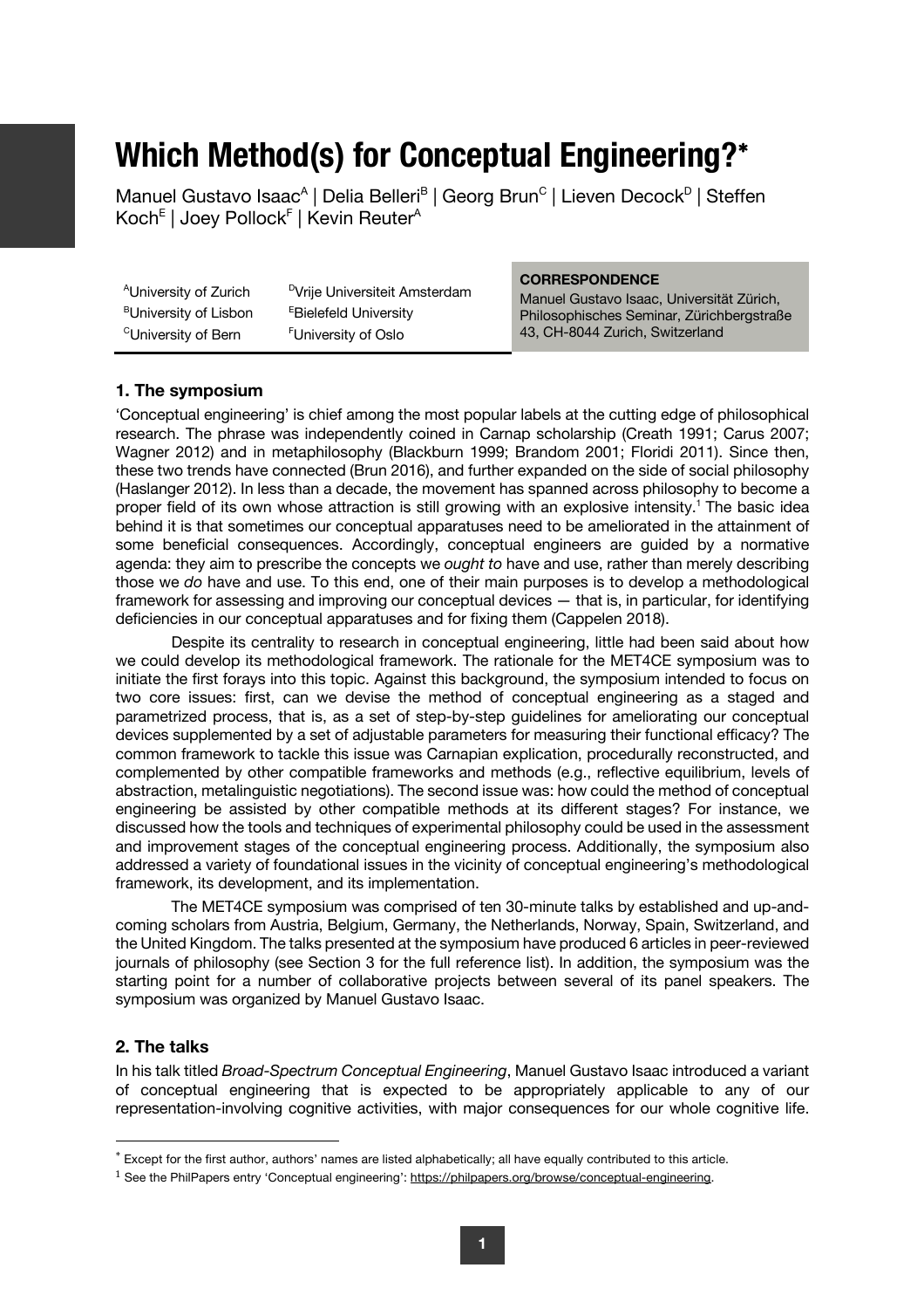# Which Method(s) for Conceptual Engineering?*

Manuel Gustavo Isaac[A] | Delia Belleri[B] | Georg Brun[C] | Lieven Decock[D] | Steffen Koch[E] | Joey Pollock[F] | Kevin Reuter[A]

[A]University of Zurich
[B]University of Lisbon
[C]University of Bern
[D]Vrije Universiteit Amsterdam
[E]Bielefeld University
[F]University of Oslo

**CORRESPONDENCE**
Manuel Gustavo Isaac, Universität Zürich, Philosophisches Seminar, Zürichbergstraße 43, CH-8044 Zurich, Switzerland

## 1. The symposium

'Conceptual engineering' is chief among the most popular labels at the cutting edge of philosophical research. The phrase was independently coined in Carnap scholarship (Creath 1991; Carus 2007; Wagner 2012) and in metaphilosophy (Blackburn 1999; Brandom 2001; Floridi 2011). Since then, these two trends have connected (Brun 2016), and further expanded on the side of social philosophy (Haslanger 2012). In less than a decade, the movement has spanned across philosophy to become a proper field of its own whose attraction is still growing with an explosive intensity.[1] The basic idea behind it is that sometimes our conceptual apparatuses need to be ameliorated in the attainment of some beneficial consequences. Accordingly, conceptual engineers are guided by a normative agenda: they aim to prescribe the concepts we *ought to* have and use, rather than merely describing those we *do* have and use. To this end, one of their main purposes is to develop a methodological framework for assessing and improving our conceptual devices — that is, in particular, for identifying deficiencies in our conceptual apparatuses and for fixing them (Cappelen 2018).

Despite its centrality to research in conceptual engineering, little had been said about how we could develop its methodological framework. The rationale for the MET4CE symposium was to initiate the first forays into this topic. Against this background, the symposium intended to focus on two core issues: first, can we devise the method of conceptual engineering as a staged and parametrized process, that is, as a set of step-by-step guidelines for ameliorating our conceptual devices supplemented by a set of adjustable parameters for measuring their functional efficacy? The common framework to tackle this issue was Carnapian explication, procedurally reconstructed, and complemented by other compatible frameworks and methods (e.g., reflective equilibrium, levels of abstraction, metalinguistic negotiations). The second issue was: how could the method of conceptual engineering be assisted by other compatible methods at its different stages? For instance, we discussed how the tools and techniques of experimental philosophy could be used in the assessment and improvement stages of the conceptual engineering process. Additionally, the symposium also addressed a variety of foundational issues in the vicinity of conceptual engineering's methodological framework, its development, and its implementation.

The MET4CE symposium was comprised of ten 30-minute talks by established and up-and-coming scholars from Austria, Belgium, Germany, the Netherlands, Norway, Spain, Switzerland, and the United Kingdom. The talks presented at the symposium have produced 6 articles in peer-reviewed journals of philosophy (see Section 3 for the full reference list). In addition, the symposium was the starting point for a number of collaborative projects between several of its panel speakers. The symposium was organized by Manuel Gustavo Isaac.

## 2. The talks

In his talk titled *Broad-Spectrum Conceptual Engineering*, Manuel Gustavo Isaac introduced a variant of conceptual engineering that is expected to be appropriately applicable to any of our representation-involving cognitive activities, with major consequences for our whole cognitive life.

---

* Except for the first author, authors' names are listed alphabetically; all have equally contributed to this article.

[1] See the PhilPapers entry 'Conceptual engineering': https://philpapers.org/browse/conceptual-engineering.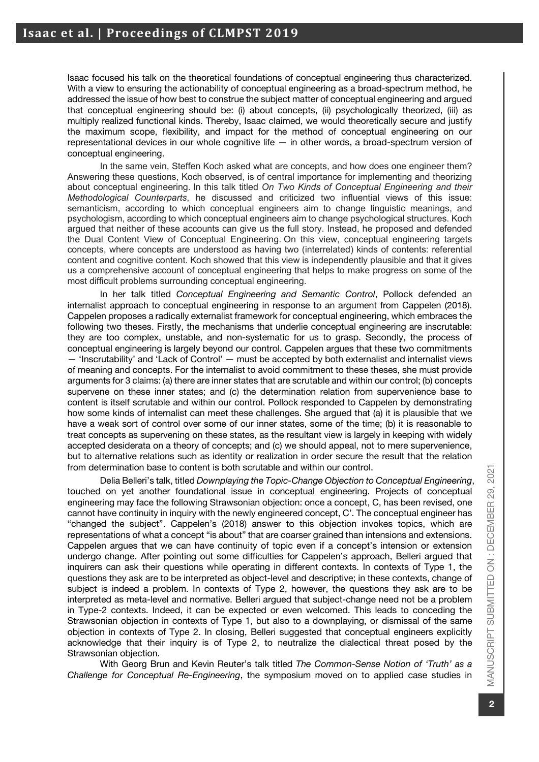Isaac focused his talk on the theoretical foundations of conceptual engineering thus characterized. With a view to ensuring the actionability of conceptual engineering as a broad-spectrum method, he addressed the issue of how best to construe the subject matter of conceptual engineering and argued that conceptual engineering should be: (i) about concepts, (ii) psychologically theorized, (iii) as multiply realized functional kinds. Thereby, Isaac claimed, we would theoretically secure and justify the maximum scope, flexibility, and impact for the method of conceptual engineering on our representational devices in our whole cognitive life — in other words, a broad-spectrum version of conceptual engineering.

In the same vein, Steffen Koch asked what are concepts, and how does one engineer them? Answering these questions, Koch observed, is of central importance for implementing and theorizing about conceptual engineering. In this talk titled *On Two Kinds of Conceptual Engineering and their Methodological Counterparts*, he discussed and criticized two influential views of this issue: semanticism, according to which conceptual engineers aim to change linguistic meanings, and psychologism, according to which conceptual engineers aim to change psychological structures. Koch argued that neither of these accounts can give us the full story. Instead, he proposed and defended the Dual Content View of Conceptual Engineering. On this view, conceptual engineering targets concepts, where concepts are understood as having two (interrelated) kinds of contents: referential content and cognitive content. Koch showed that this view is independently plausible and that it gives us a comprehensive account of conceptual engineering that helps to make progress on some of the most difficult problems surrounding conceptual engineering.

In her talk titled *Conceptual Engineering and Semantic Control*, Pollock defended an internalist approach to conceptual engineering in response to an argument from Cappelen (2018). Cappelen proposes a radically externalist framework for conceptual engineering, which embraces the following two theses. Firstly, the mechanisms that underlie conceptual engineering are inscrutable: they are too complex, unstable, and non-systematic for us to grasp. Secondly, the process of conceptual engineering is largely beyond our control. Cappelen argues that these two commitments — 'Inscrutability' and 'Lack of Control' — must be accepted by both externalist and internalist views of meaning and concepts. For the internalist to avoid commitment to these theses, she must provide arguments for 3 claims: (a) there are inner states that are scrutable and within our control; (b) concepts supervene on these inner states; and (c) the determination relation from supervenience base to content is itself scrutable and within our control. Pollock responded to Cappelen by demonstrating how some kinds of internalist can meet these challenges. She argued that (a) it is plausible that we have a weak sort of control over some of our inner states, some of the time; (b) it is reasonable to treat concepts as supervening on these states, as the resultant view is largely in keeping with widely accepted desiderata on a theory of concepts; and (c) we should appeal, not to mere supervenience, but to alternative relations such as identity or realization in order secure the result that the relation from determination base to content is both scrutable and within our control.

Delia Belleri's talk, titled *Downplaying the Topic-Change Objection to Conceptual Engineering*, touched on yet another foundational issue in conceptual engineering. Projects of conceptual engineering may face the following Strawsonian objection: once a concept, C, has been revised, one cannot have continuity in inquiry with the newly engineered concept, C'. The conceptual engineer has "changed the subject". Cappelen's (2018) answer to this objection invokes topics, which are representations of what a concept "is about" that are coarser grained than intensions and extensions. Cappelen argues that we can have continuity of topic even if a concept's intension or extension undergo change. After pointing out some difficulties for Cappelen's approach, Belleri argued that inquirers can ask their questions while operating in different contexts. In contexts of Type 1, the questions they ask are to be interpreted as object-level and descriptive; in these contexts, change of subject is indeed a problem. In contexts of Type 2, however, the questions they ask are to be interpreted as meta-level and normative. Belleri argued that subject-change need not be a problem in Type-2 contexts. Indeed, it can be expected or even welcomed. This leads to conceding the Strawsonian objection in contexts of Type 1, but also to a downplaying, or dismissal of the same objection in contexts of Type 2. In closing, Belleri suggested that conceptual engineers explicitly acknowledge that their inquiry is of Type 2, to neutralize the dialectical threat posed by the Strawsonian objection.

With Georg Brun and Kevin Reuter's talk titled *The Common-Sense Notion of 'Truth' as a Challenge for Conceptual Re-Engineering*, the symposium moved on to applied case studies in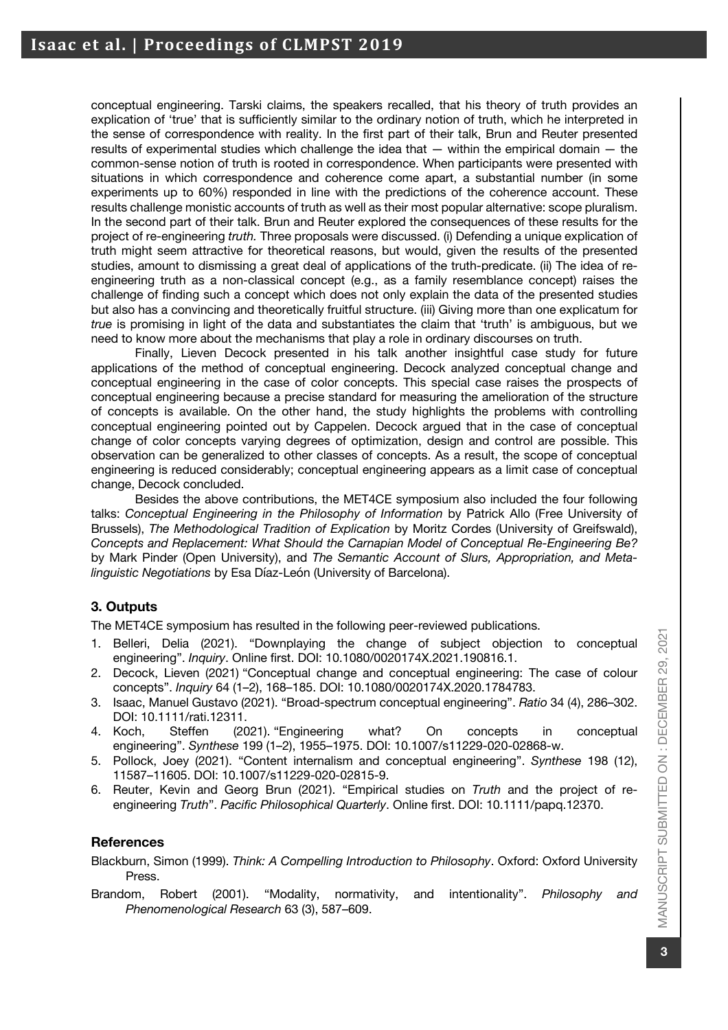conceptual engineering. Tarski claims, the speakers recalled, that his theory of truth provides an explication of 'true' that is sufficiently similar to the ordinary notion of truth, which he interpreted in the sense of correspondence with reality. In the first part of their talk, Brun and Reuter presented results of experimental studies which challenge the idea that — within the empirical domain — the common-sense notion of truth is rooted in correspondence. When participants were presented with situations in which correspondence and coherence come apart, a substantial number (in some experiments up to 60%) responded in line with the predictions of the coherence account. These results challenge monistic accounts of truth as well as their most popular alternative: scope pluralism. In the second part of their talk. Brun and Reuter explored the consequences of these results for the project of re-engineering *truth.* Three proposals were discussed. (i) Defending a unique explication of truth might seem attractive for theoretical reasons, but would, given the results of the presented studies, amount to dismissing a great deal of applications of the truth-predicate. (ii) The idea of re-engineering truth as a non-classical concept (e.g., as a family resemblance concept) raises the challenge of finding such a concept which does not only explain the data of the presented studies but also has a convincing and theoretically fruitful structure. (iii) Giving more than one explicatum for *true* is promising in light of the data and substantiates the claim that 'truth' is ambiguous, but we need to know more about the mechanisms that play a role in ordinary discourses on truth.

Finally, Lieven Decock presented in his talk another insightful case study for future applications of the method of conceptual engineering. Decock analyzed conceptual change and conceptual engineering in the case of color concepts. This special case raises the prospects of conceptual engineering because a precise standard for measuring the amelioration of the structure of concepts is available. On the other hand, the study highlights the problems with controlling conceptual engineering pointed out by Cappelen. Decock argued that in the case of conceptual change of color concepts varying degrees of optimization, design and control are possible. This observation can be generalized to other classes of concepts. As a result, the scope of conceptual engineering is reduced considerably; conceptual engineering appears as a limit case of conceptual change, Decock concluded.

Besides the above contributions, the MET4CE symposium also included the four following talks: *Conceptual Engineering in the Philosophy of Information* by Patrick Allo (Free University of Brussels), *The Methodological Tradition of Explication* by Moritz Cordes (University of Greifswald), *Concepts and Replacement: What Should the Carnapian Model of Conceptual Re-Engineering Be?* by Mark Pinder (Open University), and *The Semantic Account of Slurs, Appropriation, and Meta-linguistic Negotiations* by Esa Díaz-León (University of Barcelona).

## 3. Outputs

The MET4CE symposium has resulted in the following peer-reviewed publications.

1. Belleri, Delia (2021). "Downplaying the change of subject objection to conceptual engineering". *Inquiry*. Online first. DOI: 10.1080/0020174X.2021.190816.1.
2. Decock, Lieven (2021) "Conceptual change and conceptual engineering: The case of colour concepts". *Inquiry* 64 (1–2), 168–185. DOI: 10.1080/0020174X.2020.1784783.
3. Isaac, Manuel Gustavo (2021). "Broad-spectrum conceptual engineering". *Ratio* 34 (4), 286–302. DOI: 10.1111/rati.12311.
4. Koch, Steffen (2021). "Engineering what? On concepts in conceptual engineering". *Synthese* 199 (1–2), 1955–1975. DOI: 10.1007/s11229-020-02868-w.
5. Pollock, Joey (2021). "Content internalism and conceptual engineering". *Synthese* 198 (12), 11587–11605. DOI: 10.1007/s11229-020-02815-9.
6. Reuter, Kevin and Georg Brun (2021). "Empirical studies on *Truth* and the project of re-engineering *Truth*". *Pacific Philosophical Quarterly*. Online first. DOI: 10.1111/papq.12370.

## References

Blackburn, Simon (1999). *Think: A Compelling Introduction to Philosophy*. Oxford: Oxford University Press.

Brandom, Robert (2001). "Modality, normativity, and intentionality". *Philosophy and Phenomenological Research* 63 (3), 587–609.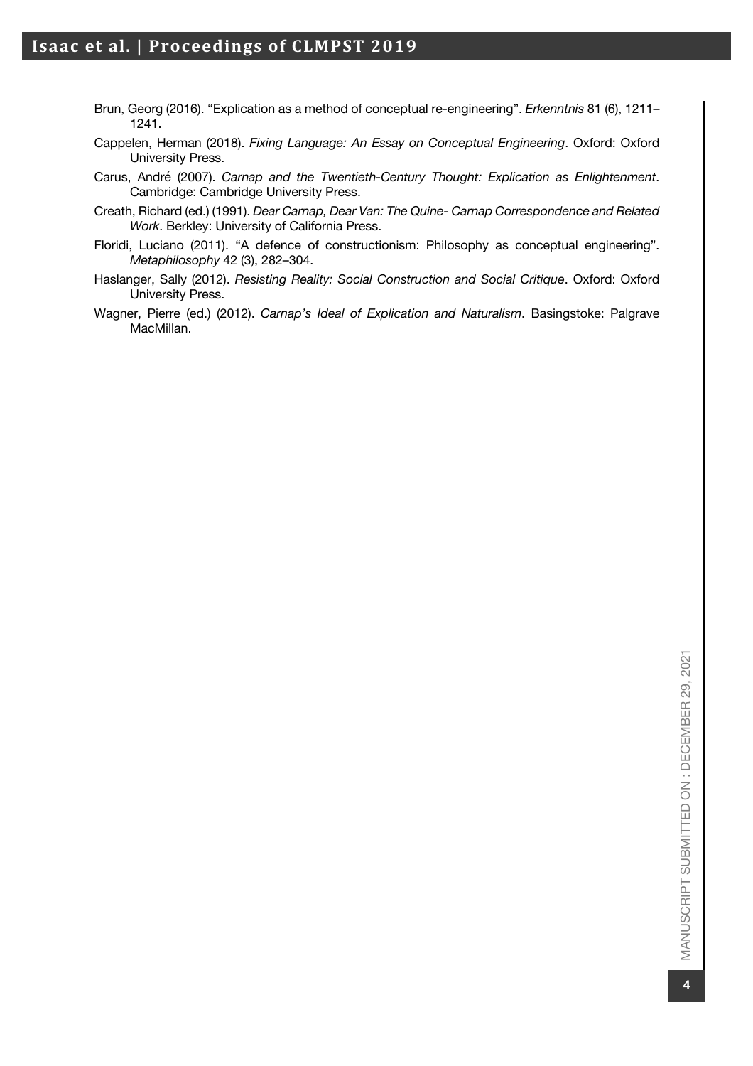Brun, Georg (2016). "Explication as a method of conceptual re-engineering". *Erkenntnis* 81 (6), 1211–1241.

Cappelen, Herman (2018). *Fixing Language: An Essay on Conceptual Engineering*. Oxford: Oxford University Press.

Carus, André (2007). *Carnap and the Twentieth-Century Thought: Explication as Enlightenment*. Cambridge: Cambridge University Press.

Creath, Richard (ed.) (1991). *Dear Carnap, Dear Van: The Quine- Carnap Correspondence and Related Work*. Berkley: University of California Press.

Floridi, Luciano (2011). "A defence of constructionism: Philosophy as conceptual engineering". *Metaphilosophy* 42 (3), 282–304.

Haslanger, Sally (2012). *Resisting Reality: Social Construction and Social Critique*. Oxford: Oxford University Press.

Wagner, Pierre (ed.) (2012). *Carnap's Ideal of Explication and Naturalism*. Basingstoke: Palgrave MacMillan.